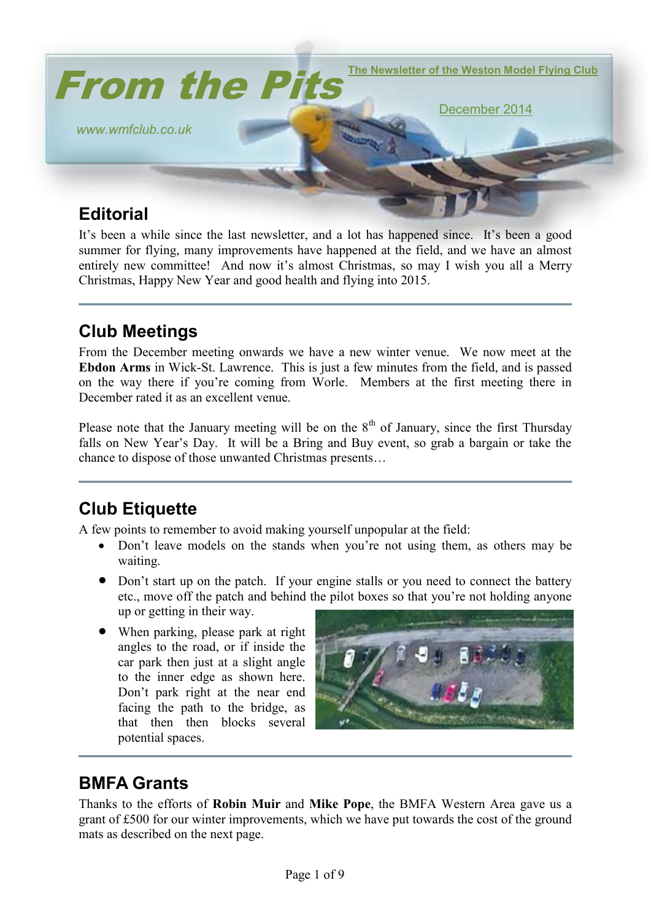# From the Pits

The Newsletter of the Weston Model Flying Club

December 2014

www.wmfclub.co.uk

## Editorial

It's been a while since the last newsletter, and a lot has happened since. It's been a good summer for flying, many improvements have happened at the field, and we have an almost entirely new committee! And now it's almost Christmas, so may I wish you all a Merry Christmas, Happy New Year and good health and flying into 2015.

## Club Meetings

From the December meeting onwards we have a new winter venue. We now meet at the **Ebdon Arms** in Wick-St. Lawrence. This is just a few minutes from the field, and is passed on the way there if you're coming from Worle. Members at the first meeting there in December rated it as an excellent venue.

Please note that the January meeting will be on the 8th of January, since the first Thursday falls on New Year's Day. It will be a Bring and Buy event, so grab a bargain or take the chance to dispose of those unwanted Christmas presents…

## Club Etiquette

A few points to remember to avoid making yourself unpopular at the field:

- Don't leave models on the stands when you're not using them, as others may be waiting.
- Don't start up on the patch. If your engine stalls or you need to connect the battery etc., move off the patch and behind the pilot boxes so that you're not holding anyone up or getting in their way.
- When parking, please park at right angles to the road, or if inside the car park then just at a slight angle to the inner edge as shown here. Don't park right at the near end facing the path to the bridge, as that then blocks several potential spaces.

## BMFA Grants

Thanks to the efforts of **Robin Muir** and **Mike Pope**, the BMFA Western Area gave us a grant of £500 for our winter improvements, which we have put towards the cost of the ground mats as described on the next page.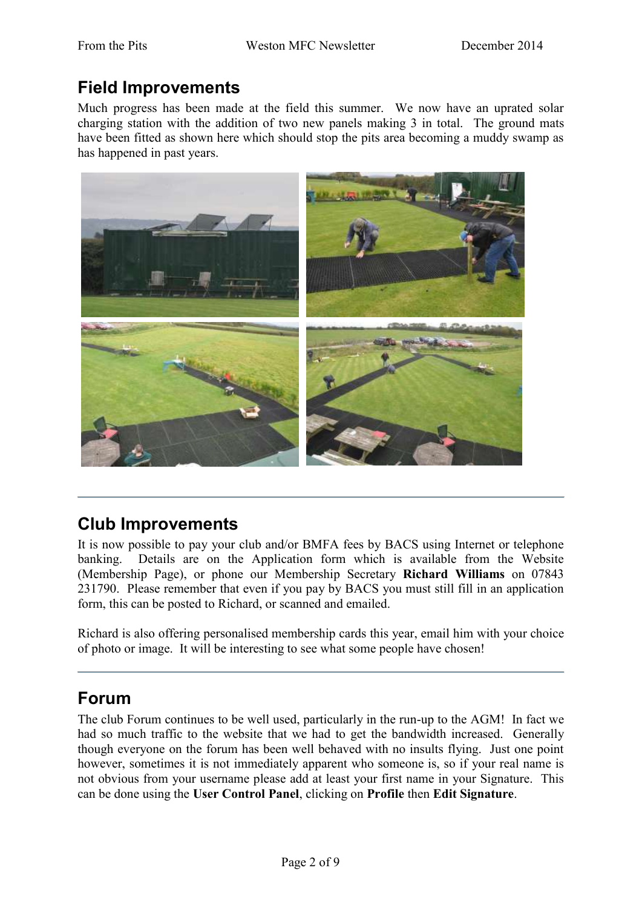## Field Improvements

Much progress has been made at the field this summer. We now have an uprated solar charging station with the addition of two new panels making 3 in total. The ground mats have been fitted as shown here which should stop the pits area becoming a muddy swamp as has happened in past years.

---

## Club Improvements

It is now possible to pay your club and/or BMFA fees by BACS using Internet or telephone banking. Details are on the Application form which is available from the Website (Membership Page), or phone our Membership Secretary **Richard Williams** on 07843 231790. Please remember that even if you pay by BACS you must still fill in an application form, this can be posted to Richard, or scanned and emailed.

Richard is also offering personalised membership cards this year, email him with your choice of photo or image. It will be interesting to see what some people have chosen!

---

## Forum

The club Forum continues to be well used, particularly in the run-up to the AGM! In fact we had so much traffic to the website that we had to get the bandwidth increased. Generally though everyone on the forum has been well behaved with no insults flying. Just one point however, sometimes it is not immediately apparent who someone is, so if your real name is not obvious from your username please add at least your first name in your Signature. This can be done using the **User Control Panel**, clicking on **Profile** then **Edit Signature**.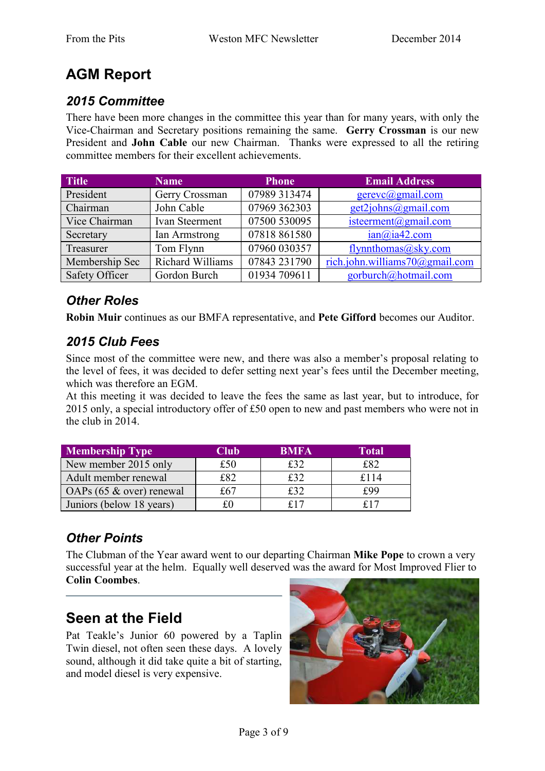# AGM Report

## *2015 Committee*

There have been more changes in the committee this year than for many years, with only the Vice-Chairman and Secretary positions remaining the same. **Gerry Crossman** is our new President and **John Cable** our new Chairman. Thanks were expressed to all the retiring committee members for their excellent achievements.

| Title | Name | Phone | Email Address |
|---|---|---|---|
| President | Gerry Crossman | 07989 313474 | gerevc@gmail.com |
| Chairman | John Cable | 07969 362303 | get2johns@gmail.com |
| Vice Chairman | Ivan Steerment | 07500 530095 | isteerment@gmail.com |
| Secretary | Ian Armstrong | 07818 861580 | ian@ia42.com |
| Treasurer | Tom Flynn | 07960 030357 | flynnthomas@sky.com |
| Membership Sec | Richard Williams | 07843 231790 | rich.john.williams70@gmail.com |
| Safety Officer | Gordon Burch | 01934 709611 | gorburch@hotmail.com |

## *Other Roles*

**Robin Muir** continues as our BMFA representative, and **Pete Gifford** becomes our Auditor.

## *2015 Club Fees*

Since most of the committee were new, and there was also a member's proposal relating to the level of fees, it was decided to defer setting next year's fees until the December meeting, which was therefore an EGM.

At this meeting it was decided to leave the fees the same as last year, but to introduce, for 2015 only, a special introductory offer of £50 open to new and past members who were not in the club in 2014.

| Membership Type | Club | BMFA | Total |
|---|---|---|---|
| New member 2015 only | £50 | £32 | £82 |
| Adult member renewal | £82 | £32 | £114 |
| OAPs (65 & over) renewal | £67 | £32 | £99 |
| Juniors (below 18 years) | £0 | £17 | £17 |

## *Other Points*

The Clubman of the Year award went to our departing Chairman **Mike Pope** to crown a very successful year at the helm. Equally well deserved was the award for Most Improved Flier to **Colin Coombes**.

---

# Seen at the Field

Pat Teakle's Junior 60 powered by a Taplin Twin diesel, not often seen these days. A lovely sound, although it did take quite a bit of starting, and model diesel is very expensive.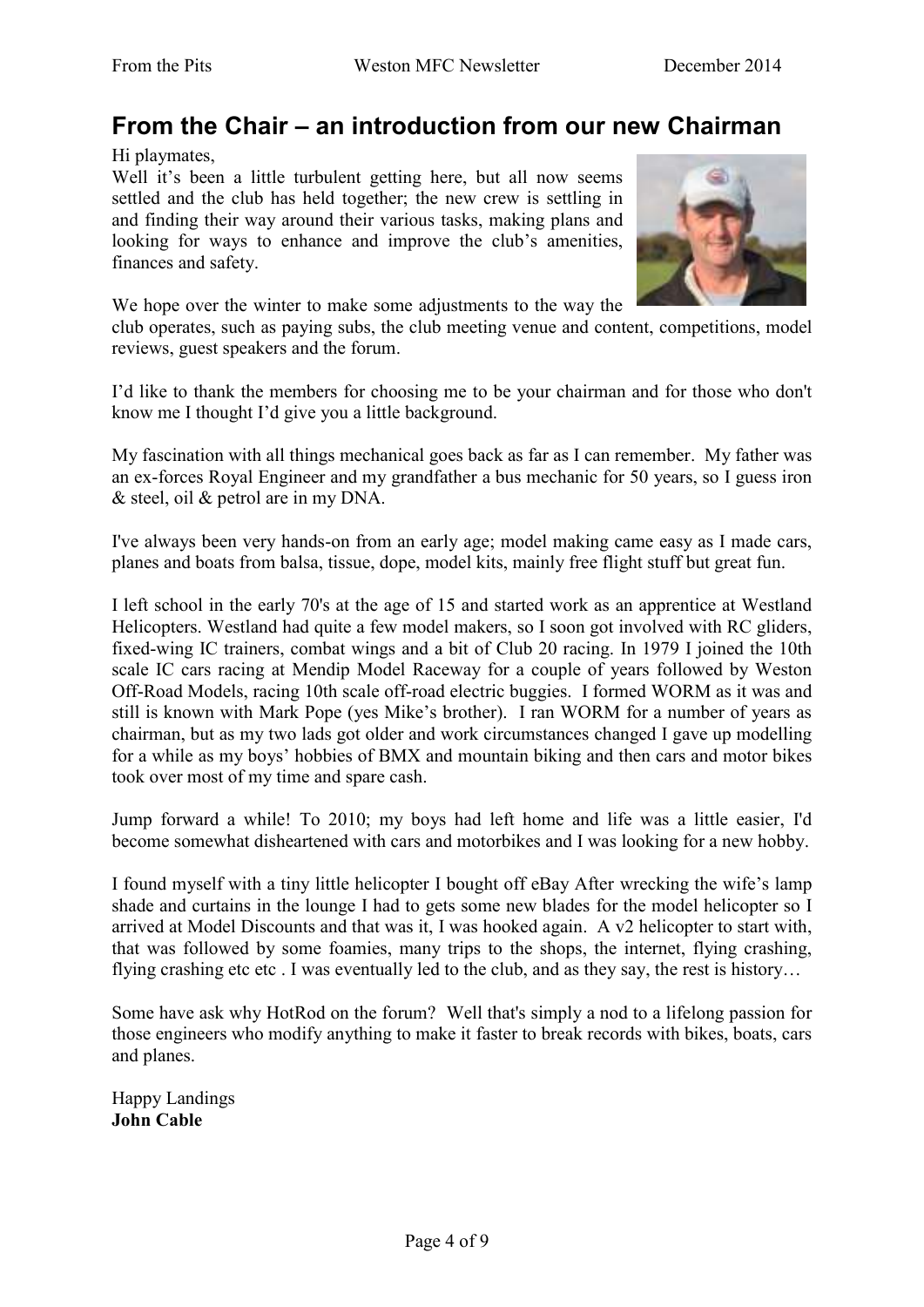## From the Chair – an introduction from our new Chairman

Hi playmates,

Well it's been a little turbulent getting here, but all now seems settled and the club has held together; the new crew is settling in and finding their way around their various tasks, making plans and looking for ways to enhance and improve the club's amenities, finances and safety.

We hope over the winter to make some adjustments to the way the club operates, such as paying subs, the club meeting venue and content, competitions, model reviews, guest speakers and the forum.

I'd like to thank the members for choosing me to be your chairman and for those who don't know me I thought I'd give you a little background.

My fascination with all things mechanical goes back as far as I can remember. My father was an ex-forces Royal Engineer and my grandfather a bus mechanic for 50 years, so I guess iron & steel, oil & petrol are in my DNA.

I've always been very hands-on from an early age; model making came easy as I made cars, planes and boats from balsa, tissue, dope, model kits, mainly free flight stuff but great fun.

I left school in the early 70's at the age of 15 and started work as an apprentice at Westland Helicopters. Westland had quite a few model makers, so I soon got involved with RC gliders, fixed-wing IC trainers, combat wings and a bit of Club 20 racing. In 1979 I joined the 10th scale IC cars racing at Mendip Model Raceway for a couple of years followed by Weston Off-Road Models, racing 10th scale off-road electric buggies. I formed WORM as it was and still is known with Mark Pope (yes Mike's brother). I ran WORM for a number of years as chairman, but as my two lads got older and work circumstances changed I gave up modelling for a while as my boys' hobbies of BMX and mountain biking and then cars and motor bikes took over most of my time and spare cash.

Jump forward a while! To 2010; my boys had left home and life was a little easier, I'd become somewhat disheartened with cars and motorbikes and I was looking for a new hobby.

I found myself with a tiny little helicopter I bought off eBay After wrecking the wife's lamp shade and curtains in the lounge I had to gets some new blades for the model helicopter so I arrived at Model Discounts and that was it, I was hooked again. A v2 helicopter to start with, that was followed by some foamies, many trips to the shops, the internet, flying crashing, flying crashing etc etc . I was eventually led to the club, and as they say, the rest is history…

Some have ask why HotRod on the forum? Well that's simply a nod to a lifelong passion for those engineers who modify anything to make it faster to break records with bikes, boats, cars and planes.

Happy Landings
**John Cable**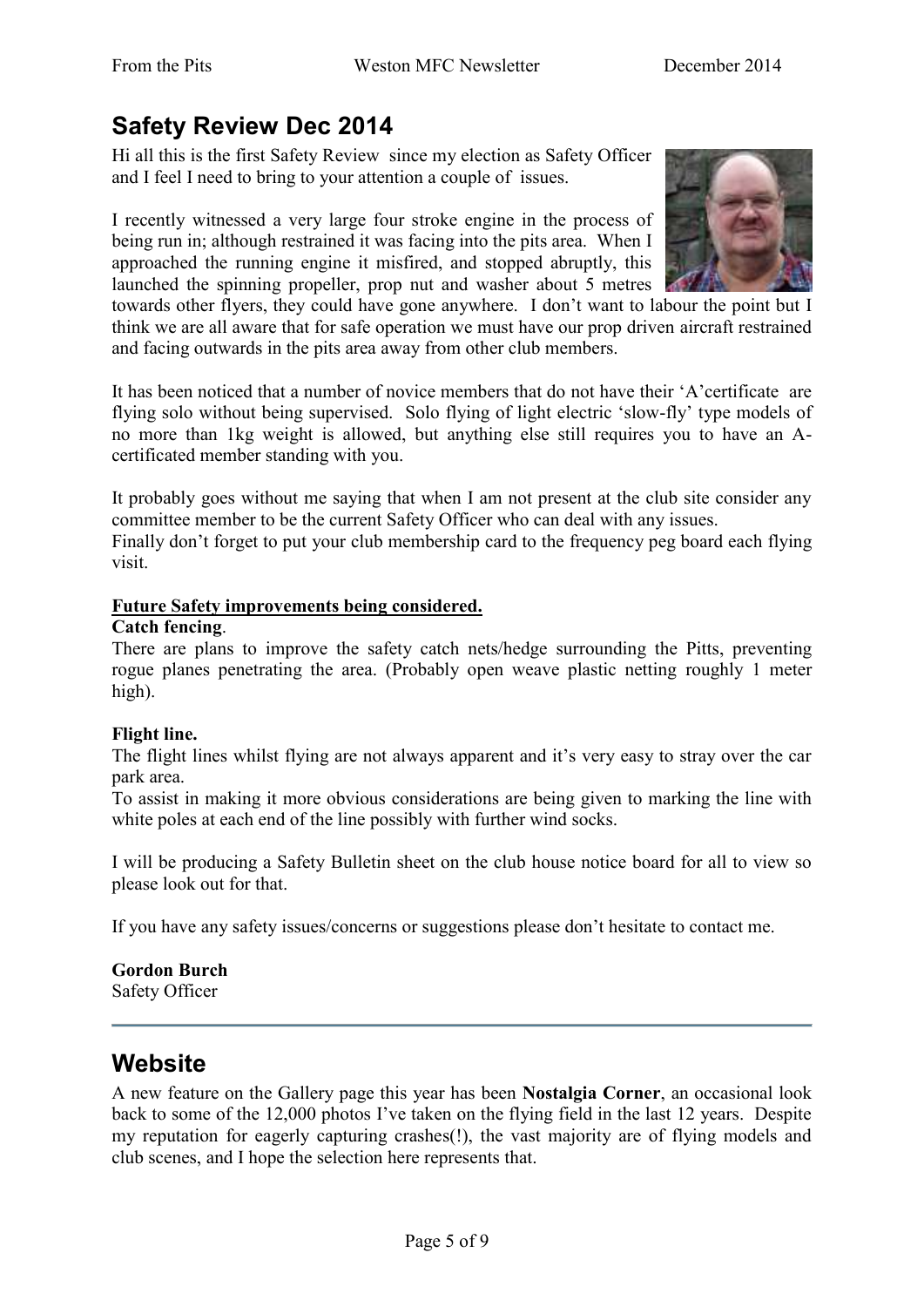## Safety Review Dec 2014

Hi all this is the first Safety Review since my election as Safety Officer and I feel I need to bring to your attention a couple of issues.

I recently witnessed a very large four stroke engine in the process of being run in; although restrained it was facing into the pits area. When I approached the running engine it misfired, and stopped abruptly, this launched the spinning propeller, prop nut and washer about 5 metres towards other flyers, they could have gone anywhere. I don't want to labour the point but I think we are all aware that for safe operation we must have our prop driven aircraft restrained and facing outwards in the pits area away from other club members.

It has been noticed that a number of novice members that do not have their 'A'certificate are flying solo without being supervised. Solo flying of light electric 'slow-fly' type models of no more than 1kg weight is allowed, but anything else still requires you to have an A-certificated member standing with you.

It probably goes without me saying that when I am not present at the club site consider any committee member to be the current Safety Officer who can deal with any issues.
Finally don't forget to put your club membership card to the frequency peg board each flying visit.

**Future Safety improvements being considered.**

**Catch fencing**.
There are plans to improve the safety catch nets/hedge surrounding the Pitts, preventing rogue planes penetrating the area. (Probably open weave plastic netting roughly 1 meter high).

**Flight line.**
The flight lines whilst flying are not always apparent and it's very easy to stray over the car park area.
To assist in making it more obvious considerations are being given to marking the line with white poles at each end of the line possibly with further wind socks.

I will be producing a Safety Bulletin sheet on the club house notice board for all to view so please look out for that.

If you have any safety issues/concerns or suggestions please don't hesitate to contact me.

**Gordon Burch**
Safety Officer

---

## Website

A new feature on the Gallery page this year has been **Nostalgia Corner**, an occasional look back to some of the 12,000 photos I've taken on the flying field in the last 12 years. Despite my reputation for eagerly capturing crashes(!), the vast majority are of flying models and club scenes, and I hope the selection here represents that.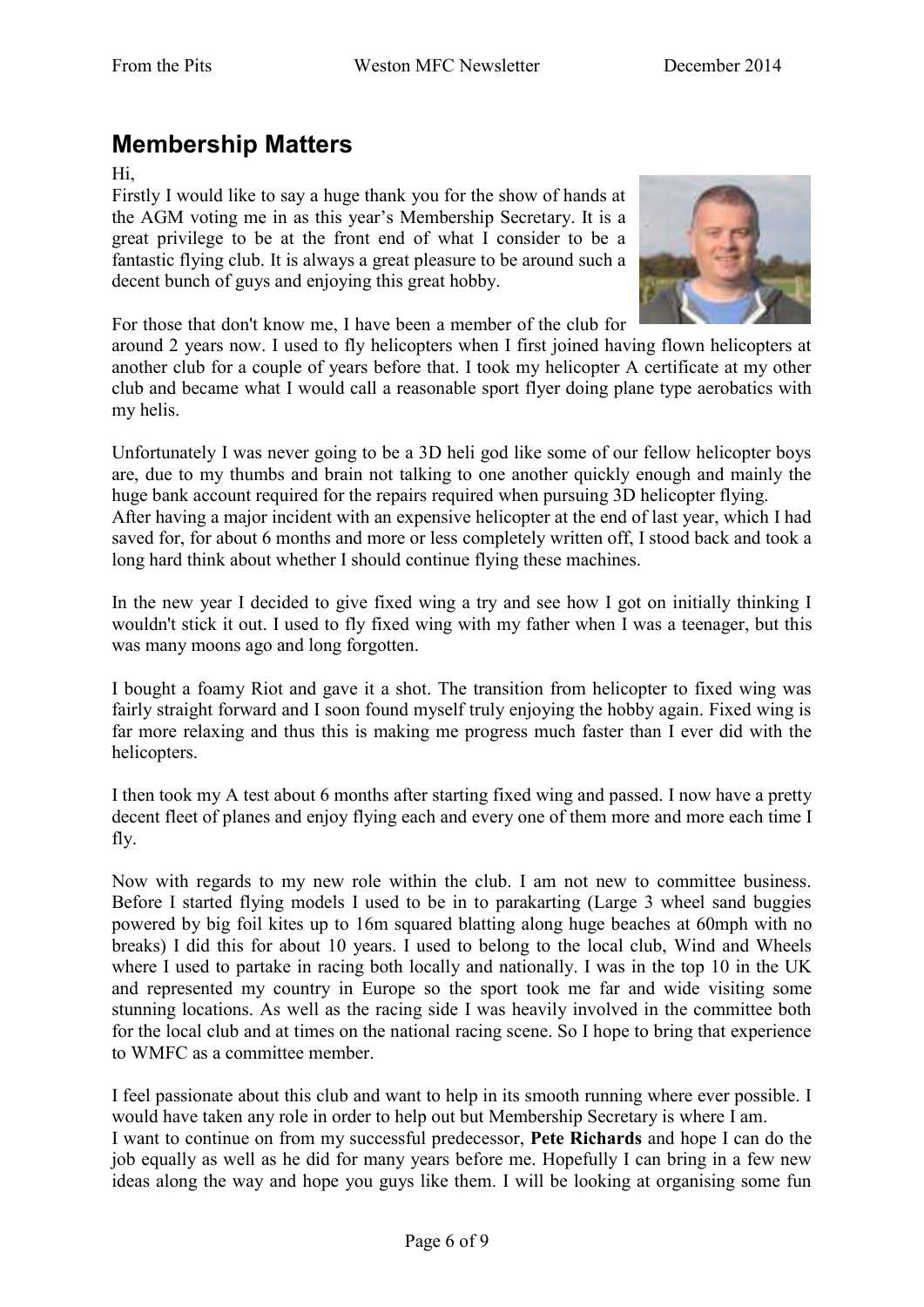## Membership Matters

Hi,

Firstly I would like to say a huge thank you for the show of hands at the AGM voting me in as this year's Membership Secretary. It is a great privilege to be at the front end of what I consider to be a fantastic flying club. It is always a great pleasure to be around such a decent bunch of guys and enjoying this great hobby.

For those that don't know me, I have been a member of the club for around 2 years now. I used to fly helicopters when I first joined having flown helicopters at another club for a couple of years before that. I took my helicopter A certificate at my other club and became what I would call a reasonable sport flyer doing plane type aerobatics with my helis.

Unfortunately I was never going to be a 3D heli god like some of our fellow helicopter boys are, due to my thumbs and brain not talking to one another quickly enough and mainly the huge bank account required for the repairs required when pursuing 3D helicopter flying.
After having a major incident with an expensive helicopter at the end of last year, which I had saved for, for about 6 months and more or less completely written off, I stood back and took a long hard think about whether I should continue flying these machines.

In the new year I decided to give fixed wing a try and see how I got on initially thinking I wouldn't stick it out. I used to fly fixed wing with my father when I was a teenager, but this was many moons ago and long forgotten.

I bought a foamy Riot and gave it a shot. The transition from helicopter to fixed wing was fairly straight forward and I soon found myself truly enjoying the hobby again. Fixed wing is far more relaxing and thus this is making me progress much faster than I ever did with the helicopters.

I then took my A test about 6 months after starting fixed wing and passed. I now have a pretty decent fleet of planes and enjoy flying each and every one of them more and more each time I fly.

Now with regards to my new role within the club. I am not new to committee business. Before I started flying models I used to be in to parakarting (Large 3 wheel sand buggies powered by big foil kites up to 16m squared blatting along huge beaches at 60mph with no breaks) I did this for about 10 years. I used to belong to the local club, Wind and Wheels where I used to partake in racing both locally and nationally. I was in the top 10 in the UK and represented my country in Europe so the sport took me far and wide visiting some stunning locations. As well as the racing side I was heavily involved in the committee both for the local club and at times on the national racing scene. So I hope to bring that experience to WMFC as a committee member.

I feel passionate about this club and want to help in its smooth running where ever possible. I would have taken any role in order to help out but Membership Secretary is where I am.
I want to continue on from my successful predecessor, **Pete Richards** and hope I can do the job equally as well as he did for many years before me. Hopefully I can bring in a few new ideas along the way and hope you guys like them. I will be looking at organising some fun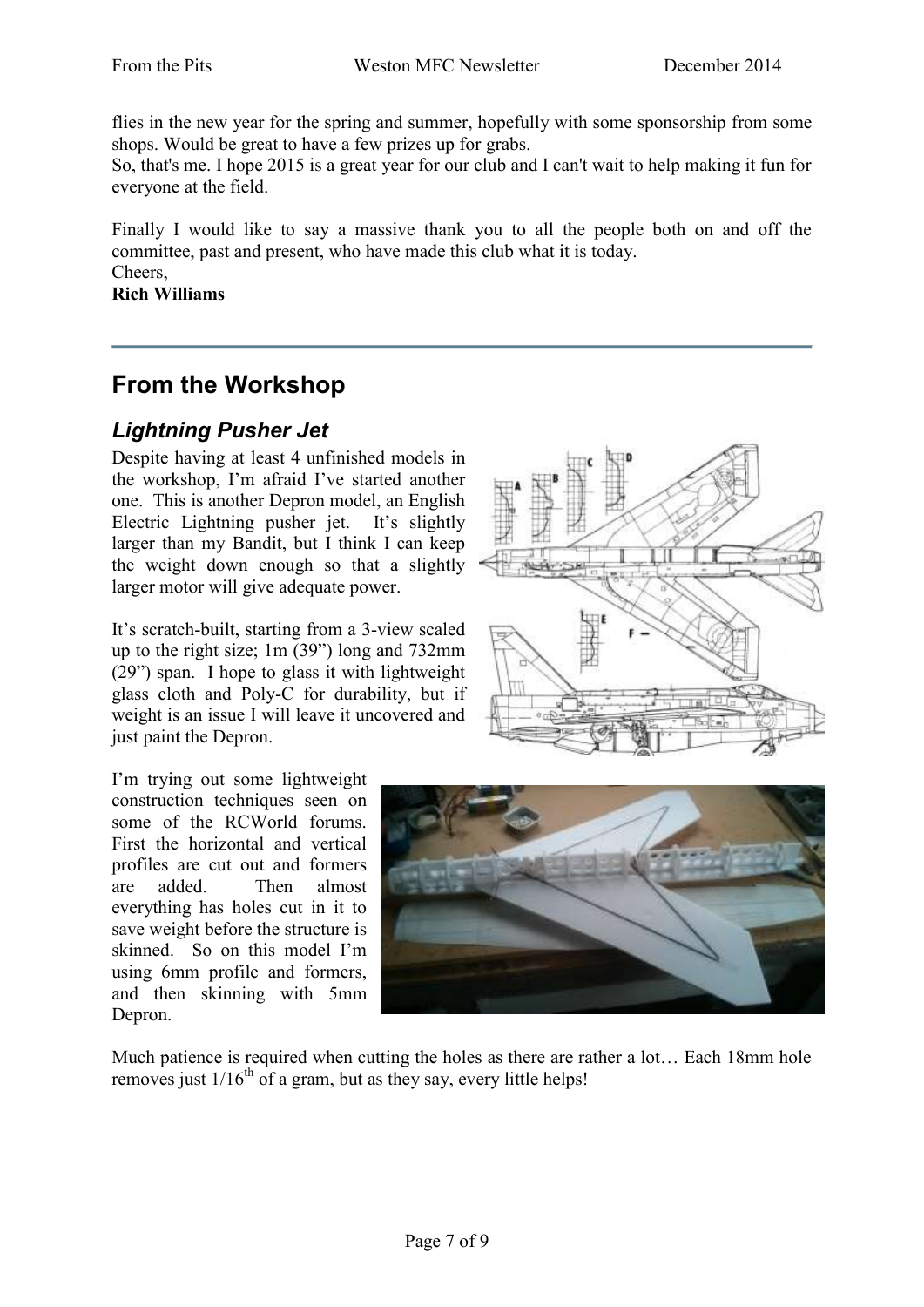flies in the new year for the spring and summer, hopefully with some sponsorship from some shops. Would be great to have a few prizes up for grabs.
So, that's me. I hope 2015 is a great year for our club and I can't wait to help making it fun for everyone at the field.

Finally I would like to say a massive thank you to all the people both on and off the committee, past and present, who have made this club what it is today.
Cheers,
**Rich Williams**

---

## From the Workshop

### *Lightning Pusher Jet*

Despite having at least 4 unfinished models in the workshop, I'm afraid I've started another one. This is another Depron model, an English Electric Lightning pusher jet. It's slightly larger than my Bandit, but I think I can keep the weight down enough so that a slightly larger motor will give adequate power.

It's scratch-built, starting from a 3-view scaled up to the right size; 1m (39") long and 732mm (29") span. I hope to glass it with lightweight glass cloth and Poly-C for durability, but if weight is an issue I will leave it uncovered and just paint the Depron.

I'm trying out some lightweight construction techniques seen on some of the RCWorld forums. First the horizontal and vertical profiles are cut out and formers are added. Then almost everything has holes cut in it to save weight before the structure is skinned. So on this model I'm using 6mm profile and formers, and then skinning with 5mm Depron.

Much patience is required when cutting the holes as there are rather a lot… Each 18mm hole removes just 1/16th of a gram, but as they say, every little helps!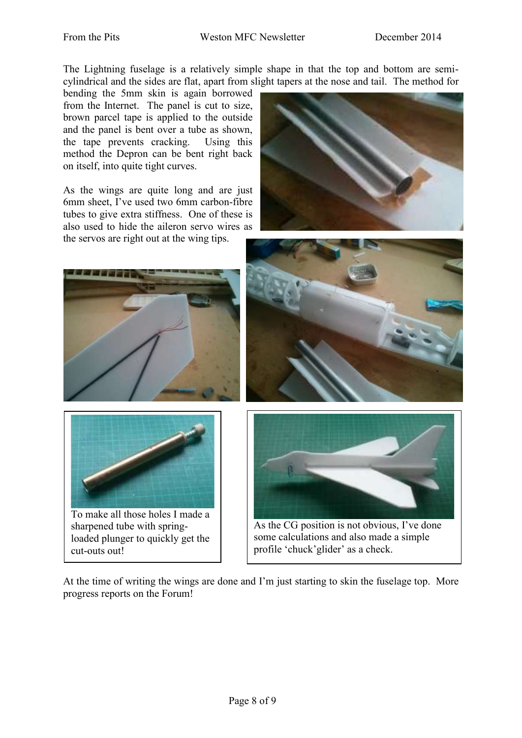The Lightning fuselage is a relatively simple shape in that the top and bottom are semi-cylindrical and the sides are flat, apart from slight tapers at the nose and tail. The method for bending the 5mm skin is again borrowed from the Internet. The panel is cut to size, brown parcel tape is applied to the outside and the panel is bent over a tube as shown, the tape prevents cracking. Using this method the Depron can be bent right back on itself, into quite tight curves.

As the wings are quite long and are just 6mm sheet, I've used two 6mm carbon-fibre tubes to give extra stiffness. One of these is also used to hide the aileron servo wires as the servos are right out at the wing tips.

To make all those holes I made a sharpened tube with spring-loaded plunger to quickly get the cut-outs out!

As the CG position is not obvious, I've done some calculations and also made a simple profile 'chuck'glider' as a check.

At the time of writing the wings are done and I'm just starting to skin the fuselage top. More progress reports on the Forum!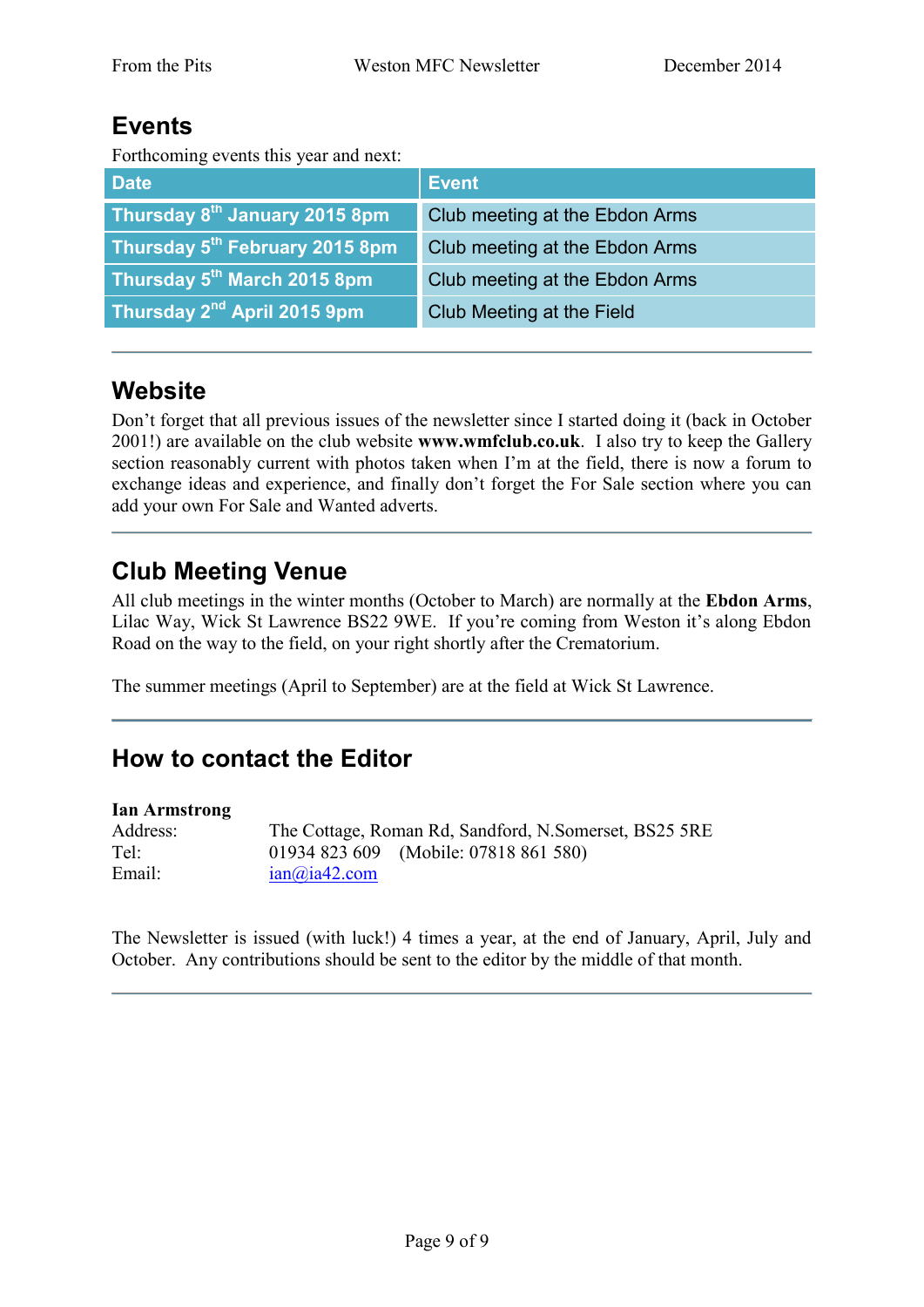## Events

Forthcoming events this year and next:

| Date | Event |
|---|---|
| Thursday 8th January 2015 8pm | Club meeting at the Ebdon Arms |
| Thursday 5th February 2015 8pm | Club meeting at the Ebdon Arms |
| Thursday 5th March 2015 8pm | Club meeting at the Ebdon Arms |
| Thursday 2nd April 2015 9pm | Club Meeting at the Field |

---

## Website

Don't forget that all previous issues of the newsletter since I started doing it (back in October 2001!) are available on the club website **www.wmfclub.co.uk**. I also try to keep the Gallery section reasonably current with photos taken when I'm at the field, there is now a forum to exchange ideas and experience, and finally don't forget the For Sale section where you can add your own For Sale and Wanted adverts.

---

## Club Meeting Venue

All club meetings in the winter months (October to March) are normally at the **Ebdon Arms**, Lilac Way, Wick St Lawrence BS22 9WE. If you're coming from Weston it's along Ebdon Road on the way to the field, on your right shortly after the Crematorium.

The summer meetings (April to September) are at the field at Wick St Lawrence.

---

## How to contact the Editor

**Ian Armstrong**

Address: The Cottage, Roman Rd, Sandford, N.Somerset, BS25 5RE
Tel: 01934 823 609 (Mobile: 07818 861 580)
Email: ian@ia42.com

The Newsletter is issued (with luck!) 4 times a year, at the end of January, April, July and October. Any contributions should be sent to the editor by the middle of that month.

---